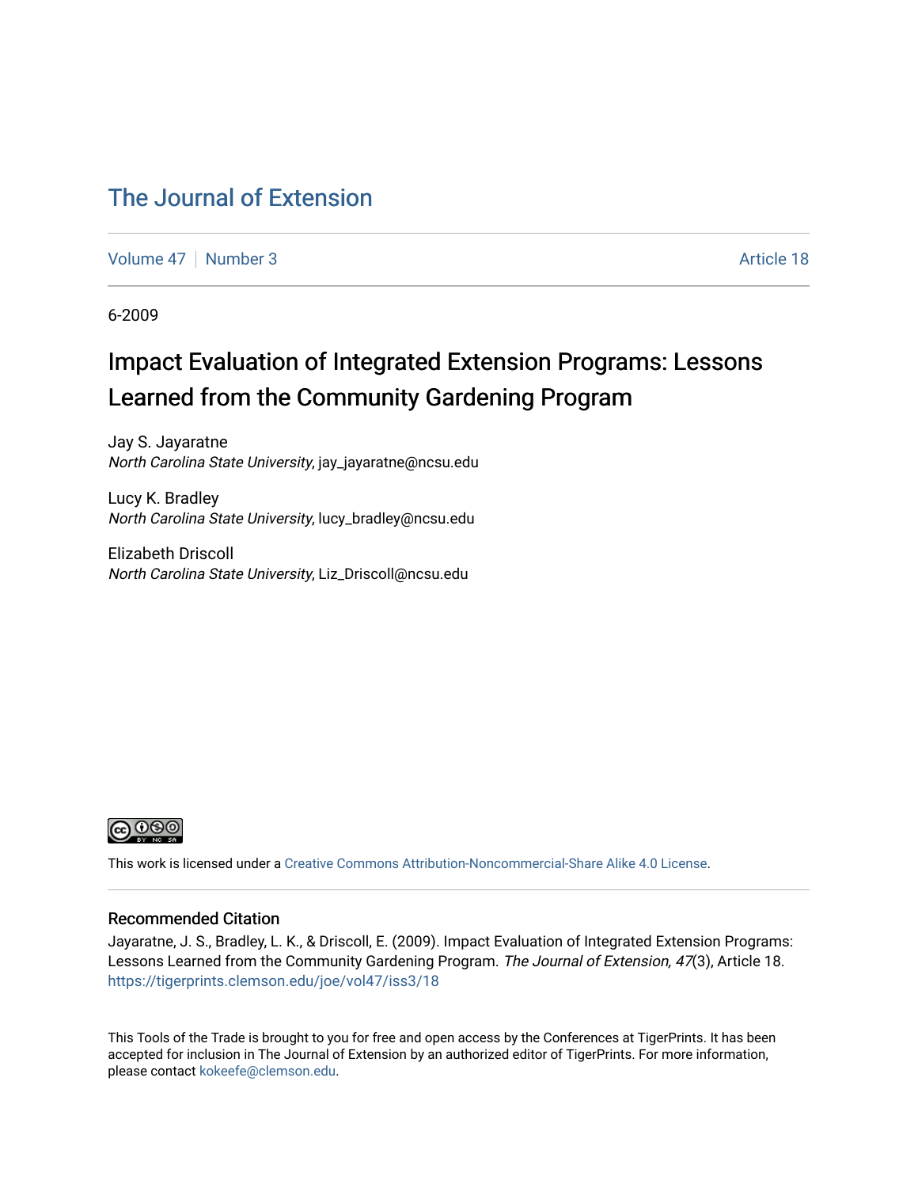# The Journal of Extension

Volume 47 | Number 3 | Article 18

6-2009

## Impact Evaluation of Integrated Extension Programs: Lessons Learned from the Community Gardening Program

Jay S. Jayaratne
*North Carolina State University*, jay_jayaratne@ncsu.edu

Lucy K. Bradley
*North Carolina State University*, lucy_bradley@ncsu.edu

Elizabeth Driscoll
*North Carolina State University*, Liz_Driscoll@ncsu.edu

This work is licensed under a Creative Commons Attribution-Noncommercial-Share Alike 4.0 License.

### Recommended Citation

Jayaratne, J. S., Bradley, L. K., & Driscoll, E. (2009). Impact Evaluation of Integrated Extension Programs: Lessons Learned from the Community Gardening Program. *The Journal of Extension, 47*(3), Article 18. https://tigerprints.clemson.edu/joe/vol47/iss3/18

This Tools of the Trade is brought to you for free and open access by the Conferences at TigerPrints. It has been accepted for inclusion in The Journal of Extension by an authorized editor of TigerPrints. For more information, please contact kokeefe@clemson.edu.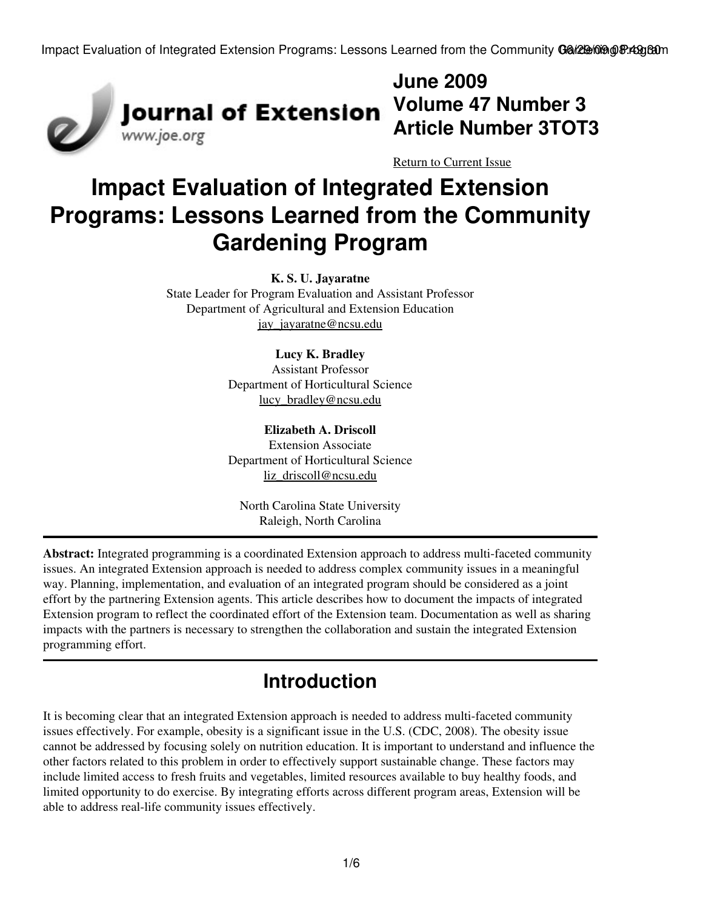# June 2009
# Volume 47 Number 3
# Article Number 3TOT3

Return to Current Issue

# Impact Evaluation of Integrated Extension Programs: Lessons Learned from the Community Gardening Program

**K. S. U. Jayaratne**
State Leader for Program Evaluation and Assistant Professor
Department of Agricultural and Extension Education
jay_jayaratne@ncsu.edu

**Lucy K. Bradley**
Assistant Professor
Department of Horticultural Science
lucy_bradley@ncsu.edu

**Elizabeth A. Driscoll**
Extension Associate
Department of Horticultural Science
liz_driscoll@ncsu.edu

North Carolina State University
Raleigh, North Carolina

---

**Abstract:** Integrated programming is a coordinated Extension approach to address multi-faceted community issues. An integrated Extension approach is needed to address complex community issues in a meaningful way. Planning, implementation, and evaluation of an integrated program should be considered as a joint effort by the partnering Extension agents. This article describes how to document the impacts of integrated Extension program to reflect the coordinated effort of the Extension team. Documentation as well as sharing impacts with the partners is necessary to strengthen the collaboration and sustain the integrated Extension programming effort.

---

## Introduction

It is becoming clear that an integrated Extension approach is needed to address multi-faceted community issues effectively. For example, obesity is a significant issue in the U.S. (CDC, 2008). The obesity issue cannot be addressed by focusing solely on nutrition education. It is important to understand and influence the other factors related to this problem in order to effectively support sustainable change. These factors may include limited access to fresh fruits and vegetables, limited resources available to buy healthy foods, and limited opportunity to do exercise. By integrating efforts across different program areas, Extension will be able to address real-life community issues effectively.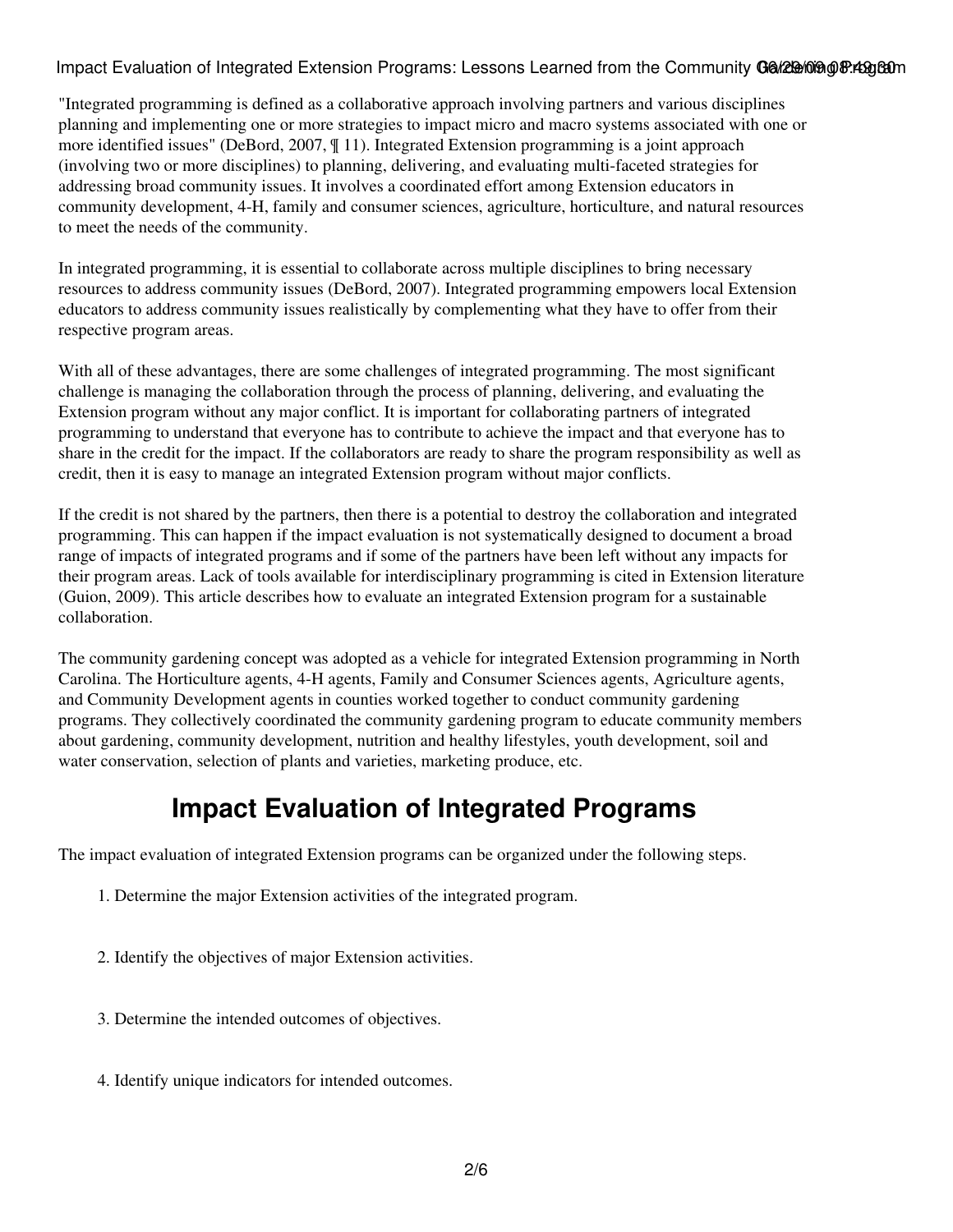"Integrated programming is defined as a collaborative approach involving partners and various disciplines planning and implementing one or more strategies to impact micro and macro systems associated with one or more identified issues" (DeBord, 2007, ¶ 11). Integrated Extension programming is a joint approach (involving two or more disciplines) to planning, delivering, and evaluating multi-faceted strategies for addressing broad community issues. It involves a coordinated effort among Extension educators in community development, 4-H, family and consumer sciences, agriculture, horticulture, and natural resources to meet the needs of the community.

In integrated programming, it is essential to collaborate across multiple disciplines to bring necessary resources to address community issues (DeBord, 2007). Integrated programming empowers local Extension educators to address community issues realistically by complementing what they have to offer from their respective program areas.

With all of these advantages, there are some challenges of integrated programming. The most significant challenge is managing the collaboration through the process of planning, delivering, and evaluating the Extension program without any major conflict. It is important for collaborating partners of integrated programming to understand that everyone has to contribute to achieve the impact and that everyone has to share in the credit for the impact. If the collaborators are ready to share the program responsibility as well as credit, then it is easy to manage an integrated Extension program without major conflicts.

If the credit is not shared by the partners, then there is a potential to destroy the collaboration and integrated programming. This can happen if the impact evaluation is not systematically designed to document a broad range of impacts of integrated programs and if some of the partners have been left without any impacts for their program areas. Lack of tools available for interdisciplinary programming is cited in Extension literature (Guion, 2009). This article describes how to evaluate an integrated Extension program for a sustainable collaboration.

The community gardening concept was adopted as a vehicle for integrated Extension programming in North Carolina. The Horticulture agents, 4-H agents, Family and Consumer Sciences agents, Agriculture agents, and Community Development agents in counties worked together to conduct community gardening programs. They collectively coordinated the community gardening program to educate community members about gardening, community development, nutrition and healthy lifestyles, youth development, soil and water conservation, selection of plants and varieties, marketing produce, etc.

## Impact Evaluation of Integrated Programs

The impact evaluation of integrated Extension programs can be organized under the following steps.

1. Determine the major Extension activities of the integrated program.
2. Identify the objectives of major Extension activities.
3. Determine the intended outcomes of objectives.
4. Identify unique indicators for intended outcomes.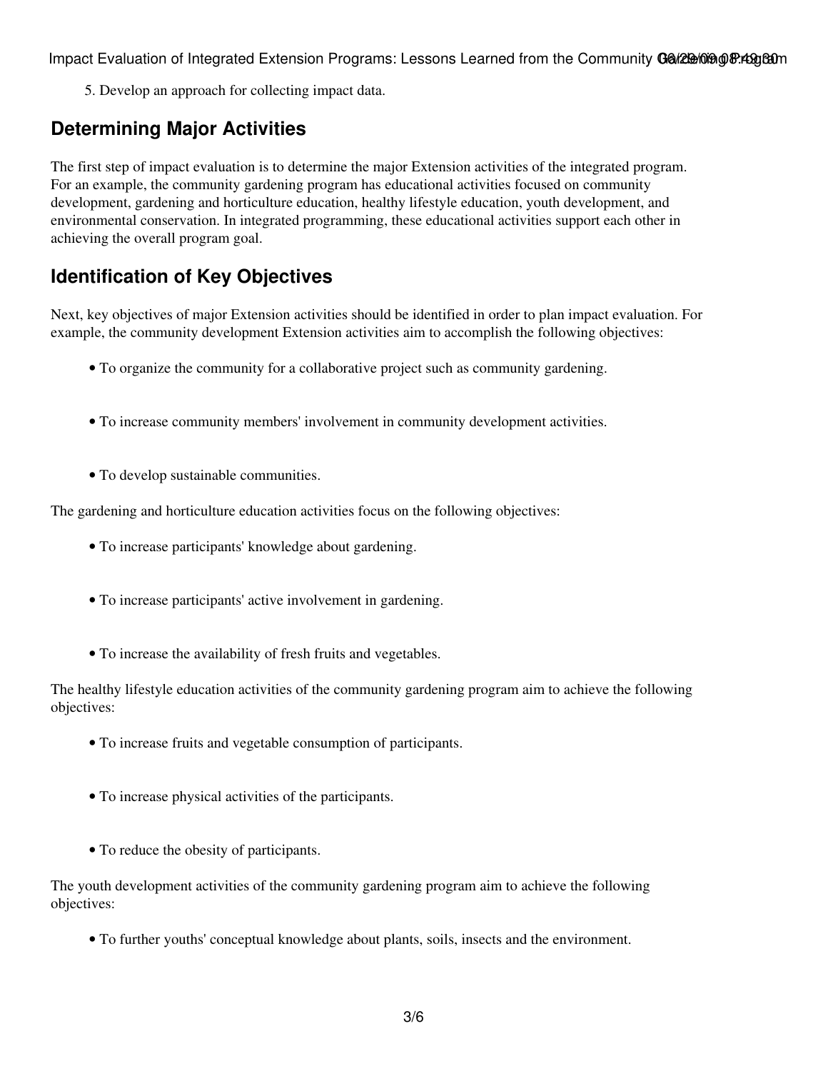5. Develop an approach for collecting impact data.

## Determining Major Activities

The first step of impact evaluation is to determine the major Extension activities of the integrated program. For an example, the community gardening program has educational activities focused on community development, gardening and horticulture education, healthy lifestyle education, youth development, and environmental conservation. In integrated programming, these educational activities support each other in achieving the overall program goal.

## Identification of Key Objectives

Next, key objectives of major Extension activities should be identified in order to plan impact evaluation. For example, the community development Extension activities aim to accomplish the following objectives:

- To organize the community for a collaborative project such as community gardening.
- To increase community members' involvement in community development activities.
- To develop sustainable communities.

The gardening and horticulture education activities focus on the following objectives:

- To increase participants' knowledge about gardening.
- To increase participants' active involvement in gardening.
- To increase the availability of fresh fruits and vegetables.

The healthy lifestyle education activities of the community gardening program aim to achieve the following objectives:

- To increase fruits and vegetable consumption of participants.
- To increase physical activities of the participants.
- To reduce the obesity of participants.

The youth development activities of the community gardening program aim to achieve the following objectives:

- To further youths' conceptual knowledge about plants, soils, insects and the environment.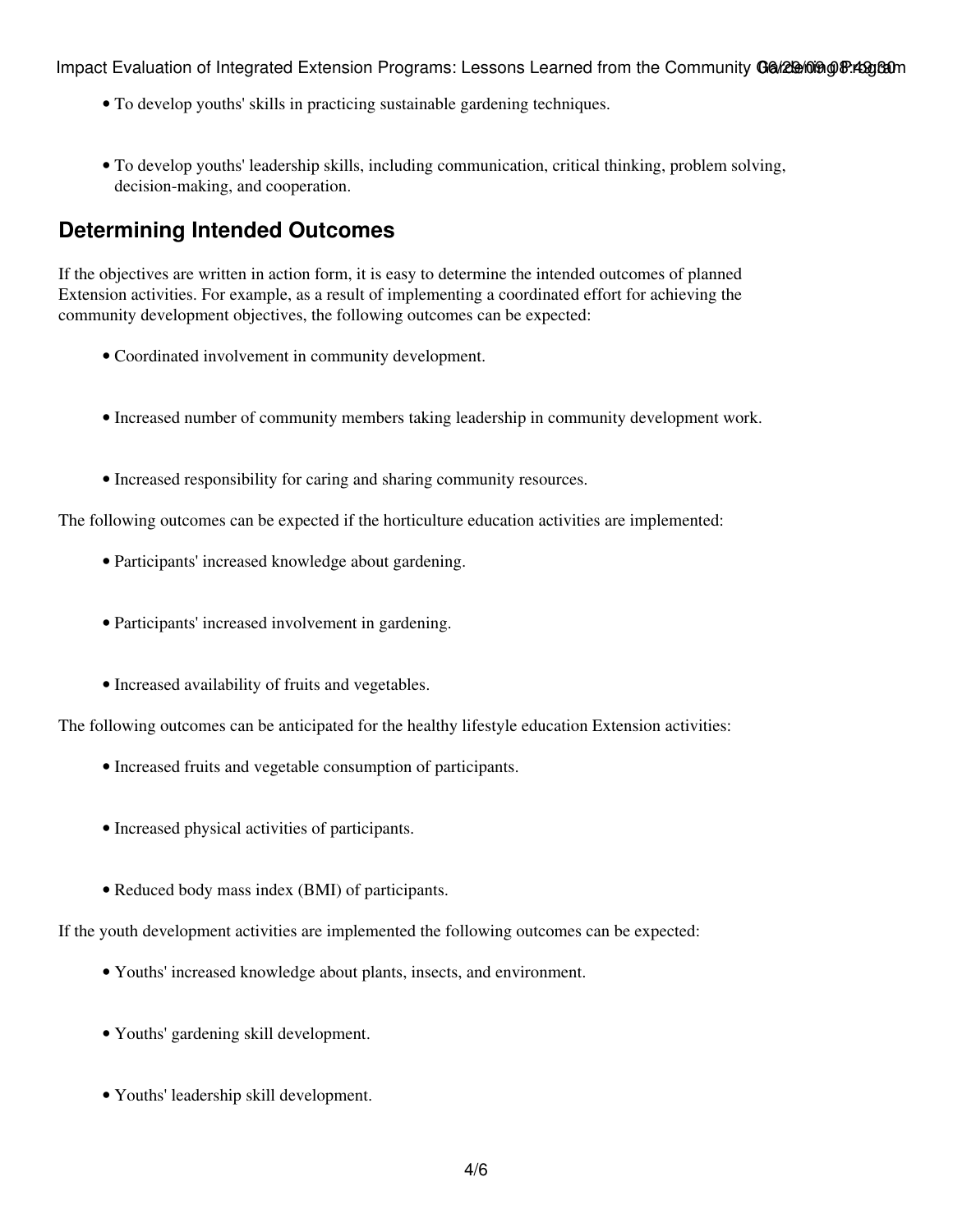- To develop youths' skills in practicing sustainable gardening techniques.
- To develop youths' leadership skills, including communication, critical thinking, problem solving, decision-making, and cooperation.

## Determining Intended Outcomes

If the objectives are written in action form, it is easy to determine the intended outcomes of planned Extension activities. For example, as a result of implementing a coordinated effort for achieving the community development objectives, the following outcomes can be expected:

- Coordinated involvement in community development.
- Increased number of community members taking leadership in community development work.
- Increased responsibility for caring and sharing community resources.

The following outcomes can be expected if the horticulture education activities are implemented:

- Participants' increased knowledge about gardening.
- Participants' increased involvement in gardening.
- Increased availability of fruits and vegetables.

The following outcomes can be anticipated for the healthy lifestyle education Extension activities:

- Increased fruits and vegetable consumption of participants.
- Increased physical activities of participants.
- Reduced body mass index (BMI) of participants.

If the youth development activities are implemented the following outcomes can be expected:

- Youths' increased knowledge about plants, insects, and environment.
- Youths' gardening skill development.
- Youths' leadership skill development.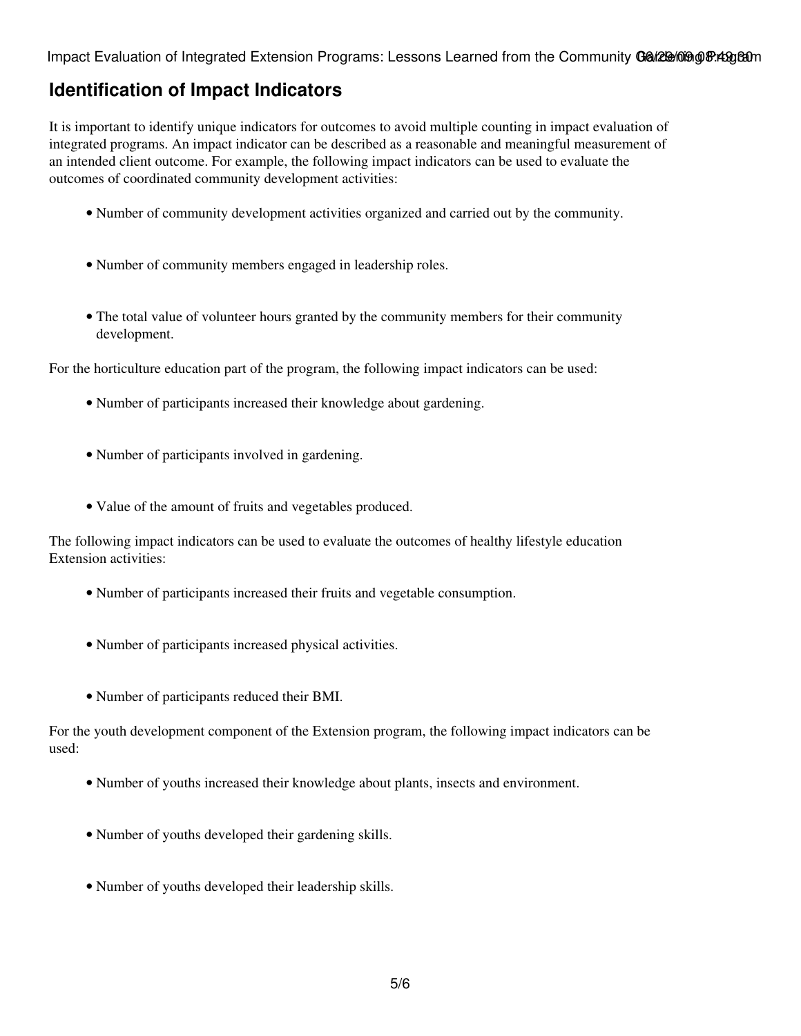## Identification of Impact Indicators

It is important to identify unique indicators for outcomes to avoid multiple counting in impact evaluation of integrated programs. An impact indicator can be described as a reasonable and meaningful measurement of an intended client outcome. For example, the following impact indicators can be used to evaluate the outcomes of coordinated community development activities:

- Number of community development activities organized and carried out by the community.
- Number of community members engaged in leadership roles.
- The total value of volunteer hours granted by the community members for their community development.

For the horticulture education part of the program, the following impact indicators can be used:

- Number of participants increased their knowledge about gardening.
- Number of participants involved in gardening.
- Value of the amount of fruits and vegetables produced.

The following impact indicators can be used to evaluate the outcomes of healthy lifestyle education Extension activities:

- Number of participants increased their fruits and vegetable consumption.
- Number of participants increased physical activities.
- Number of participants reduced their BMI.

For the youth development component of the Extension program, the following impact indicators can be used:

- Number of youths increased their knowledge about plants, insects and environment.
- Number of youths developed their gardening skills.
- Number of youths developed their leadership skills.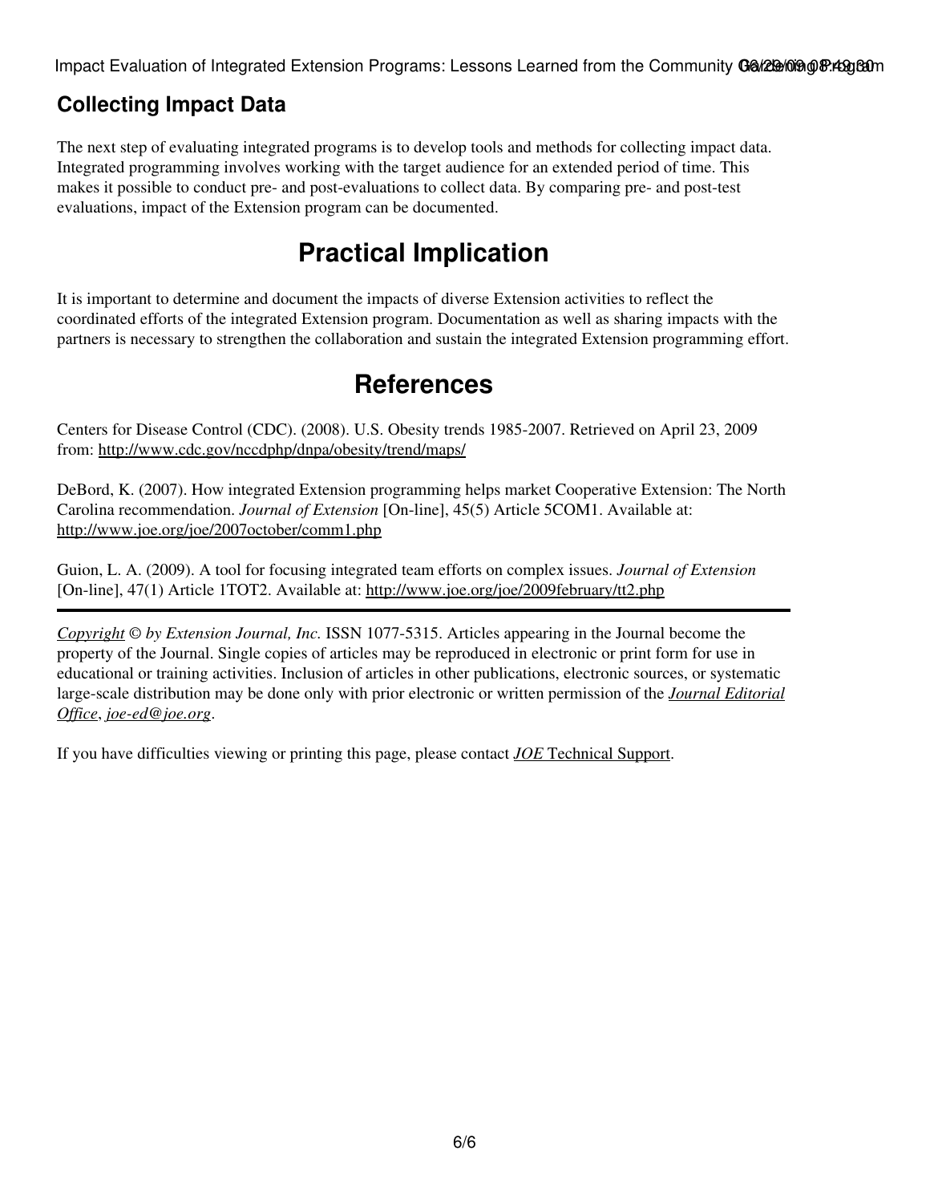### Collecting Impact Data

The next step of evaluating integrated programs is to develop tools and methods for collecting impact data. Integrated programming involves working with the target audience for an extended period of time. This makes it possible to conduct pre- and post-evaluations to collect data. By comparing pre- and post-test evaluations, impact of the Extension program can be documented.

## Practical Implication

It is important to determine and document the impacts of diverse Extension activities to reflect the coordinated efforts of the integrated Extension program. Documentation as well as sharing impacts with the partners is necessary to strengthen the collaboration and sustain the integrated Extension programming effort.

## References

Centers for Disease Control (CDC). (2008). U.S. Obesity trends 1985-2007. Retrieved on April 23, 2009 from: http://www.cdc.gov/nccdphp/dnpa/obesity/trend/maps/

DeBord, K. (2007). How integrated Extension programming helps market Cooperative Extension: The North Carolina recommendation. *Journal of Extension* [On-line], 45(5) Article 5COM1. Available at: http://www.joe.org/joe/2007october/comm1.php

Guion, L. A. (2009). A tool for focusing integrated team efforts on complex issues. *Journal of Extension* [On-line], 47(1) Article 1TOT2. Available at: http://www.joe.org/joe/2009february/tt2.php

---

*Copyright © by Extension Journal, Inc.* ISSN 1077-5315. Articles appearing in the Journal become the property of the Journal. Single copies of articles may be reproduced in electronic or print form for use in educational or training activities. Inclusion of articles in other publications, electronic sources, or systematic large-scale distribution may be done only with prior electronic or written permission of the *Journal Editorial Office*, *joe-ed@joe.org*.

If you have difficulties viewing or printing this page, please contact *JOE* Technical Support.